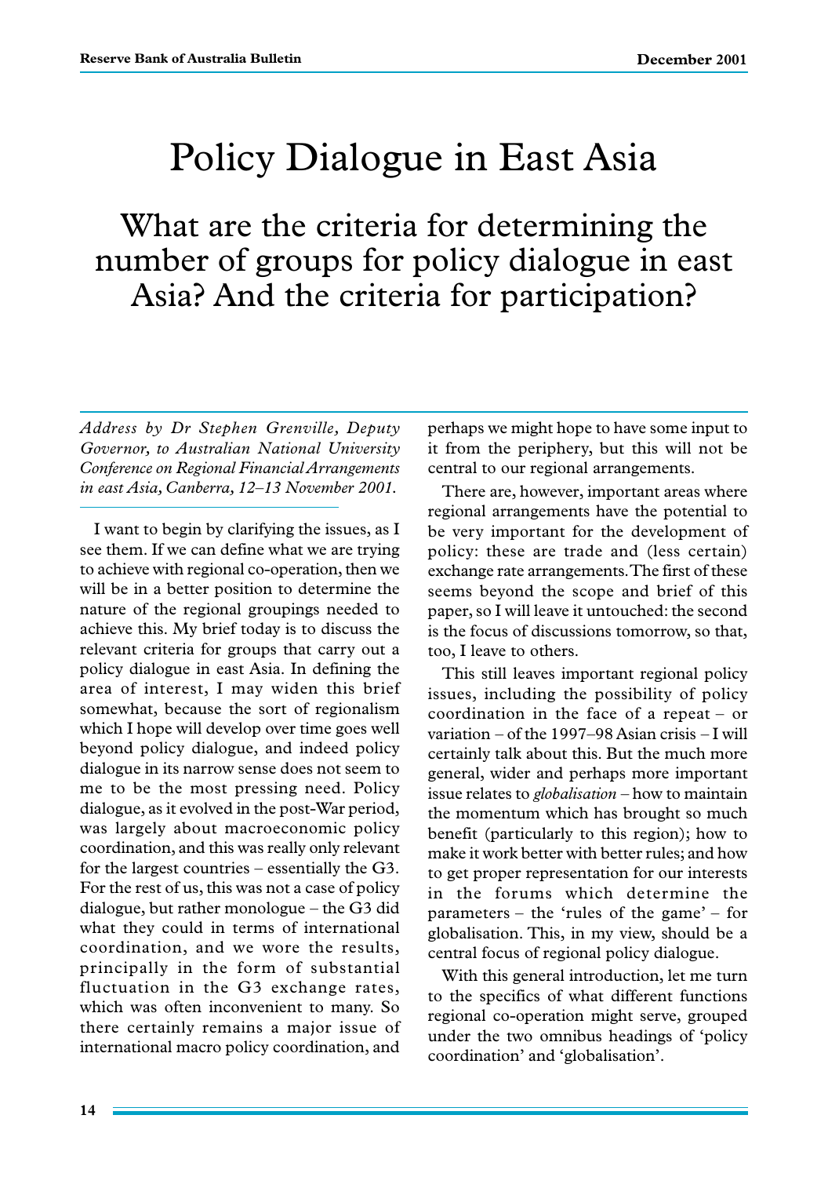# Policy Dialogue in East Asia

## What are the criteria for determining the number of groups for policy dialogue in east Asia? And the criteria for participation?

*Address by Dr Stephen Grenville, Deputy Governor, to Australian National University Conference on Regional Financial Arrangements in east Asia, Canberra, 12–13 November 2001.*

I want to begin by clarifying the issues, as I see them. If we can define what we are trying to achieve with regional co-operation, then we will be in a better position to determine the nature of the regional groupings needed to achieve this. My brief today is to discuss the relevant criteria for groups that carry out a policy dialogue in east Asia. In defining the area of interest, I may widen this brief somewhat, because the sort of regionalism which I hope will develop over time goes well beyond policy dialogue, and indeed policy dialogue in its narrow sense does not seem to me to be the most pressing need. Policy dialogue, as it evolved in the post-War period, was largely about macroeconomic policy coordination, and this was really only relevant for the largest countries – essentially the G3. For the rest of us, this was not a case of policy dialogue, but rather monologue – the G3 did what they could in terms of international coordination, and we wore the results, principally in the form of substantial fluctuation in the G3 exchange rates, which was often inconvenient to many. So there certainly remains a major issue of international macro policy coordination, and perhaps we might hope to have some input to it from the periphery, but this will not be central to our regional arrangements.

There are, however, important areas where regional arrangements have the potential to be very important for the development of policy: these are trade and (less certain) exchange rate arrangements. The first of these seems beyond the scope and brief of this paper, so I will leave it untouched: the second is the focus of discussions tomorrow, so that, too, I leave to others.

This still leaves important regional policy issues, including the possibility of policy coordination in the face of a repeat – or variation – of the 1997–98 Asian crisis – I will certainly talk about this. But the much more general, wider and perhaps more important issue relates to *globalisation* – how to maintain the momentum which has brought so much benefit (particularly to this region); how to make it work better with better rules; and how to get proper representation for our interests in the forums which determine the parameters – the 'rules of the game' – for globalisation. This, in my view, should be a central focus of regional policy dialogue.

With this general introduction, let me turn to the specifics of what different functions regional co-operation might serve, grouped under the two omnibus headings of 'policy coordination' and 'globalisation'.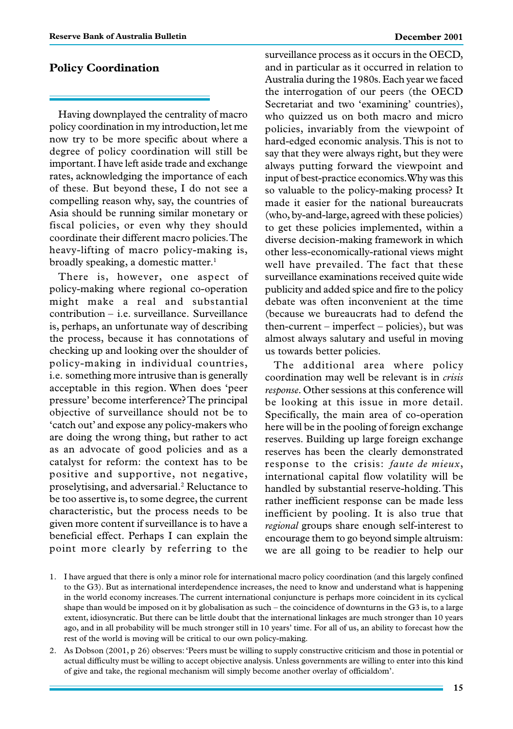## Policy Coordination

Having downplayed the centrality of macro policy coordination in my introduction, let me now try to be more specific about where a degree of policy coordination will still be important. I have left aside trade and exchange rates, acknowledging the importance of each of these. But beyond these, I do not see a compelling reason why, say, the countries of Asia should be running similar monetary or fiscal policies, or even why they should coordinate their different macro policies. The heavy-lifting of macro policy-making is, broadly speaking, a domestic matter.[1]

There is, however, one aspect of policy-making where regional co-operation might make a real and substantial contribution – i.e. surveillance. Surveillance is, perhaps, an unfortunate way of describing the process, because it has connotations of checking up and looking over the shoulder of policy-making in individual countries, i.e. something more intrusive than is generally acceptable in this region. When does 'peer pressure' become interference? The principal objective of surveillance should not be to 'catch out' and expose any policy-makers who are doing the wrong thing, but rather to act as an advocate of good policies and as a catalyst for reform: the context has to be positive and supportive, not negative, proselytising, and adversarial.[2] Reluctance to be too assertive is, to some degree, the current characteristic, but the process needs to be given more content if surveillance is to have a beneficial effect. Perhaps I can explain the point more clearly by referring to the surveillance process as it occurs in the OECD, and in particular as it occurred in relation to Australia during the 1980s. Each year we faced the interrogation of our peers (the OECD Secretariat and two 'examining' countries), who quizzed us on both macro and micro policies, invariably from the viewpoint of hard-edged economic analysis. This is not to say that they were always right, but they were always putting forward the viewpoint and input of best-practice economics. Why was this so valuable to the policy-making process? It made it easier for the national bureaucrats (who, by-and-large, agreed with these policies) to get these policies implemented, within a diverse decision-making framework in which other less-economically-rational views might well have prevailed. The fact that these surveillance examinations received quite wide publicity and added spice and fire to the policy debate was often inconvenient at the time (because we bureaucrats had to defend the then-current – imperfect – policies), but was almost always salutary and useful in moving us towards better policies.

The additional area where policy coordination may well be relevant is in *crisis response*. Other sessions at this conference will be looking at this issue in more detail. Specifically, the main area of co-operation here will be in the pooling of foreign exchange reserves. Building up large foreign exchange reserves has been the clearly demonstrated response to the crisis: *faute de mieux*, international capital flow volatility will be handled by substantial reserve-holding. This rather inefficient response can be made less inefficient by pooling. It is also true that *regional* groups share enough self-interest to encourage them to go beyond simple altruism: we are all going to be readier to help our

1. I have argued that there is only a minor role for international macro policy coordination (and this largely confined to the G3). But as international interdependence increases, the need to know and understand what is happening in the world economy increases. The current international conjuncture is perhaps more coincident in its cyclical shape than would be imposed on it by globalisation as such – the coincidence of downturns in the G3 is, to a large extent, idiosyncratic. But there can be little doubt that the international linkages are much stronger than 10 years ago, and in all probability will be much stronger still in 10 years' time. For all of us, an ability to forecast how the rest of the world is moving will be critical to our own policy-making.

2. As Dobson (2001, p 26) observes: 'Peers must be willing to supply constructive criticism and those in potential or actual difficulty must be willing to accept objective analysis. Unless governments are willing to enter into this kind of give and take, the regional mechanism will simply become another overlay of officialdom'.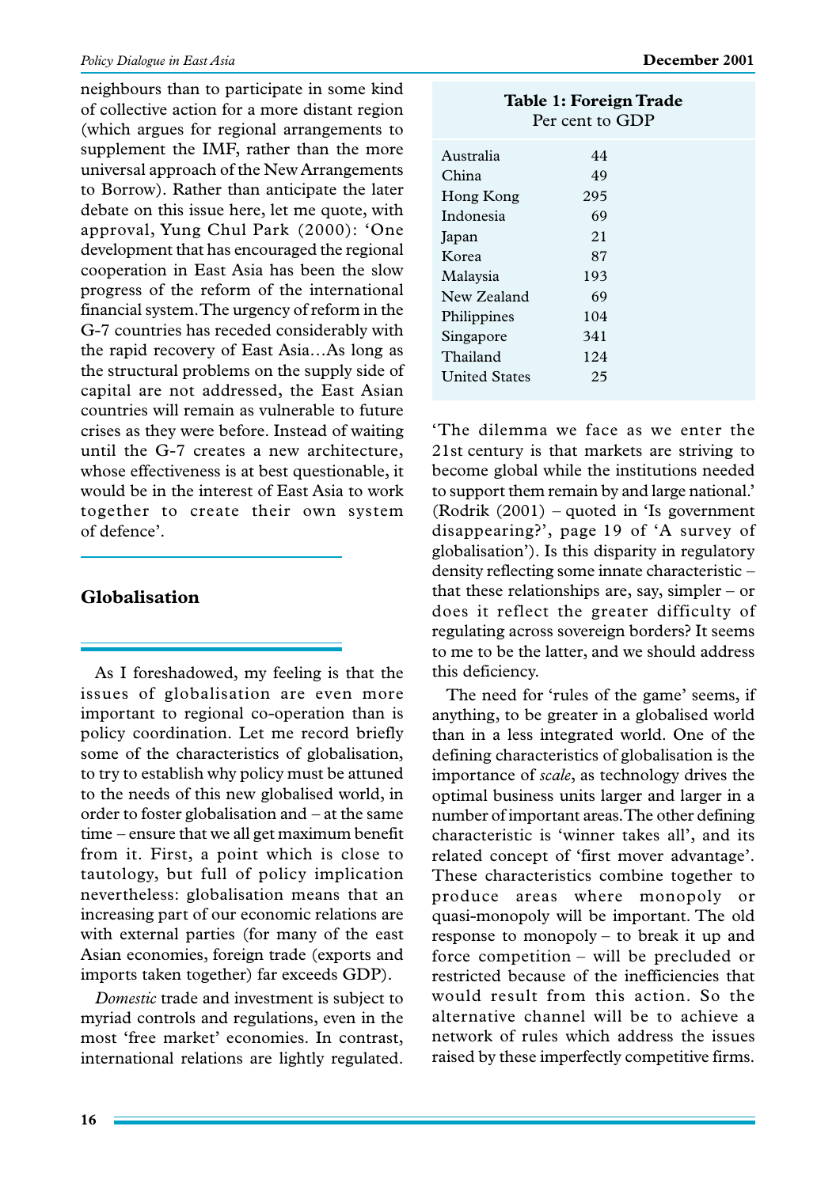neighbours than to participate in some kind of collective action for a more distant region (which argues for regional arrangements to supplement the IMF, rather than the more universal approach of the New Arrangements to Borrow). Rather than anticipate the later debate on this issue here, let me quote, with approval, Yung Chul Park (2000): 'One development that has encouraged the regional cooperation in East Asia has been the slow progress of the reform of the international financial system. The urgency of reform in the G-7 countries has receded considerably with the rapid recovery of East Asia…As long as the structural problems on the supply side of capital are not addressed, the East Asian countries will remain as vulnerable to future crises as they were before. Instead of waiting until the G-7 creates a new architecture, whose effectiveness is at best questionable, it would be in the interest of East Asia to work together to create their own system of defence'.

## Globalisation

As I foreshadowed, my feeling is that the issues of globalisation are even more important to regional co-operation than is policy coordination. Let me record briefly some of the characteristics of globalisation, to try to establish why policy must be attuned to the needs of this new globalised world, in order to foster globalisation and – at the same time – ensure that we all get maximum benefit from it. First, a point which is close to tautology, but full of policy implication nevertheless: globalisation means that an increasing part of our economic relations are with external parties (for many of the east Asian economies, foreign trade (exports and imports taken together) far exceeds GDP).

**Table 1: Foreign Trade**
Per cent to GDP

| Country | Per cent to GDP |
|---|---|
| Australia | 44 |
| China | 49 |
| Hong Kong | 295 |
| Indonesia | 69 |
| Japan | 21 |
| Korea | 87 |
| Malaysia | 193 |
| New Zealand | 69 |
| Philippines | 104 |
| Singapore | 341 |
| Thailand | 124 |
| United States | 25 |

*Domestic* trade and investment is subject to myriad controls and regulations, even in the most 'free market' economies. In contrast, international relations are lightly regulated. 'The dilemma we face as we enter the 21st century is that markets are striving to become global while the institutions needed to support them remain by and large national.' (Rodrik (2001) – quoted in 'Is government disappearing?', page 19 of 'A survey of globalisation'). Is this disparity in regulatory density reflecting some innate characteristic – that these relationships are, say, simpler – or does it reflect the greater difficulty of regulating across sovereign borders? It seems to me to be the latter, and we should address this deficiency.

The need for 'rules of the game' seems, if anything, to be greater in a globalised world than in a less integrated world. One of the defining characteristics of globalisation is the importance of *scale*, as technology drives the optimal business units larger and larger in a number of important areas. The other defining characteristic is 'winner takes all', and its related concept of 'first mover advantage'. These characteristics combine together to produce areas where monopoly or quasi-monopoly will be important. The old response to monopoly – to break it up and force competition – will be precluded or restricted because of the inefficiencies that would result from this action. So the alternative channel will be to achieve a network of rules which address the issues raised by these imperfectly competitive firms.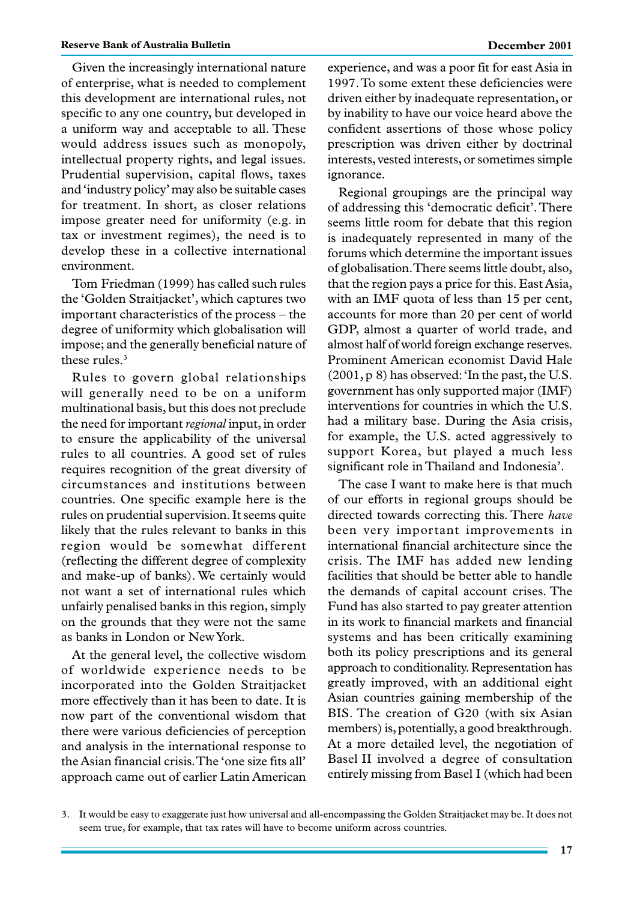Given the increasingly international nature of enterprise, what is needed to complement this development are international rules, not specific to any one country, but developed in a uniform way and acceptable to all. These would address issues such as monopoly, intellectual property rights, and legal issues. Prudential supervision, capital flows, taxes and 'industry policy' may also be suitable cases for treatment. In short, as closer relations impose greater need for uniformity (e.g. in tax or investment regimes), the need is to develop these in a collective international environment.

Tom Friedman (1999) has called such rules the 'Golden Straitjacket', which captures two important characteristics of the process – the degree of uniformity which globalisation will impose; and the generally beneficial nature of these rules.[3]

Rules to govern global relationships will generally need to be on a uniform multinational basis, but this does not preclude the need for important *regional* input, in order to ensure the applicability of the universal rules to all countries. A good set of rules requires recognition of the great diversity of circumstances and institutions between countries. One specific example here is the rules on prudential supervision. It seems quite likely that the rules relevant to banks in this region would be somewhat different (reflecting the different degree of complexity and make-up of banks). We certainly would not want a set of international rules which unfairly penalised banks in this region, simply on the grounds that they were not the same as banks in London or New York.

At the general level, the collective wisdom of worldwide experience needs to be incorporated into the Golden Straitjacket more effectively than it has been to date. It is now part of the conventional wisdom that there were various deficiencies of perception and analysis in the international response to the Asian financial crisis. The 'one size fits all' approach came out of earlier Latin American experience, and was a poor fit for east Asia in 1997. To some extent these deficiencies were driven either by inadequate representation, or by inability to have our voice heard above the confident assertions of those whose policy prescription was driven either by doctrinal interests, vested interests, or sometimes simple ignorance.

Regional groupings are the principal way of addressing this 'democratic deficit'. There seems little room for debate that this region is inadequately represented in many of the forums which determine the important issues of globalisation. There seems little doubt, also, that the region pays a price for this. East Asia, with an IMF quota of less than 15 per cent, accounts for more than 20 per cent of world GDP, almost a quarter of world trade, and almost half of world foreign exchange reserves. Prominent American economist David Hale (2001, p 8) has observed: 'In the past, the U.S. government has only supported major (IMF) interventions for countries in which the U.S. had a military base. During the Asia crisis, for example, the U.S. acted aggressively to support Korea, but played a much less significant role in Thailand and Indonesia'.

The case I want to make here is that much of our efforts in regional groups should be directed towards correcting this. There *have* been very important improvements in international financial architecture since the crisis. The IMF has added new lending facilities that should be better able to handle the demands of capital account crises. The Fund has also started to pay greater attention in its work to financial markets and financial systems and has been critically examining both its policy prescriptions and its general approach to conditionality. Representation has greatly improved, with an additional eight Asian countries gaining membership of the BIS. The creation of G20 (with six Asian members) is, potentially, a good breakthrough. At a more detailed level, the negotiation of Basel II involved a degree of consultation entirely missing from Basel I (which had been

3. It would be easy to exaggerate just how universal and all-encompassing the Golden Straitjacket may be. It does not seem true, for example, that tax rates will have to become uniform across countries.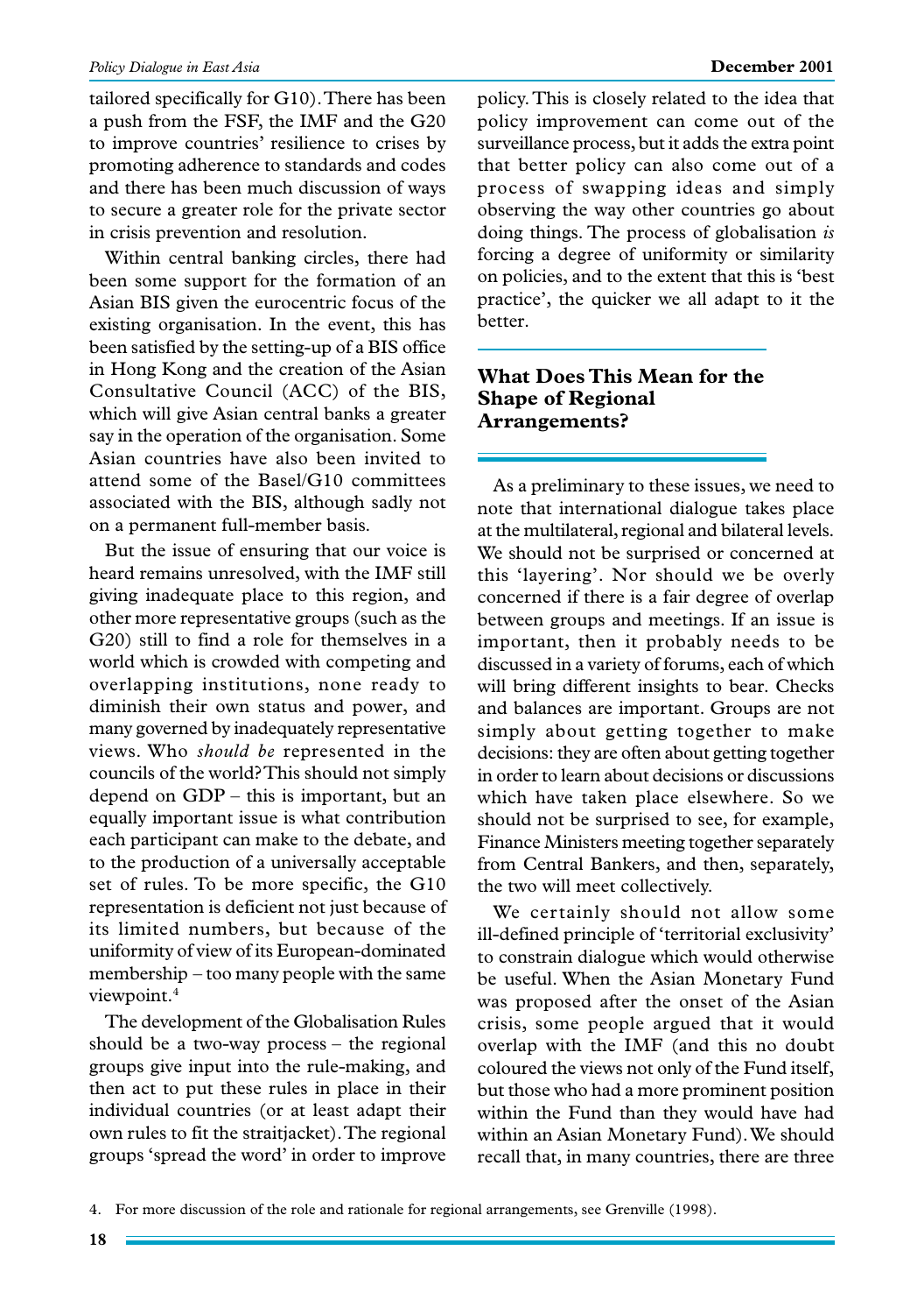tailored specifically for G10). There has been a push from the FSF, the IMF and the G20 to improve countries' resilience to crises by promoting adherence to standards and codes and there has been much discussion of ways to secure a greater role for the private sector in crisis prevention and resolution.

Within central banking circles, there had been some support for the formation of an Asian BIS given the eurocentric focus of the existing organisation. In the event, this has been satisfied by the setting-up of a BIS office in Hong Kong and the creation of the Asian Consultative Council (ACC) of the BIS, which will give Asian central banks a greater say in the operation of the organisation. Some Asian countries have also been invited to attend some of the Basel/G10 committees associated with the BIS, although sadly not on a permanent full-member basis.

But the issue of ensuring that our voice is heard remains unresolved, with the IMF still giving inadequate place to this region, and other more representative groups (such as the G20) still to find a role for themselves in a world which is crowded with competing and overlapping institutions, none ready to diminish their own status and power, and many governed by inadequately representative views. Who *should be* represented in the councils of the world? This should not simply depend on GDP – this is important, but an equally important issue is what contribution each participant can make to the debate, and to the production of a universally acceptable set of rules. To be more specific, the G10 representation is deficient not just because of its limited numbers, but because of the uniformity of view of its European-dominated membership – too many people with the same viewpoint.[4]

The development of the Globalisation Rules should be a two-way process – the regional groups give input into the rule-making, and then act to put these rules in place in their individual countries (or at least adapt their own rules to fit the straitjacket). The regional groups 'spread the word' in order to improve policy. This is closely related to the idea that policy improvement can come out of the surveillance process, but it adds the extra point that better policy can also come out of a process of swapping ideas and simply observing the way other countries go about doing things. The process of globalisation *is* forcing a degree of uniformity or similarity on policies, and to the extent that this is 'best practice', the quicker we all adapt to it the better.

## What Does This Mean for the Shape of Regional Arrangements?

As a preliminary to these issues, we need to note that international dialogue takes place at the multilateral, regional and bilateral levels. We should not be surprised or concerned at this 'layering'. Nor should we be overly concerned if there is a fair degree of overlap between groups and meetings. If an issue is important, then it probably needs to be discussed in a variety of forums, each of which will bring different insights to bear. Checks and balances are important. Groups are not simply about getting together to make decisions: they are often about getting together in order to learn about decisions or discussions which have taken place elsewhere. So we should not be surprised to see, for example, Finance Ministers meeting together separately from Central Bankers, and then, separately, the two will meet collectively.

We certainly should not allow some ill-defined principle of 'territorial exclusivity' to constrain dialogue which would otherwise be useful. When the Asian Monetary Fund was proposed after the onset of the Asian crisis, some people argued that it would overlap with the IMF (and this no doubt coloured the views not only of the Fund itself, but those who had a more prominent position within the Fund than they would have had within an Asian Monetary Fund). We should recall that, in many countries, there are three

4. For more discussion of the role and rationale for regional arrangements, see Grenville (1998).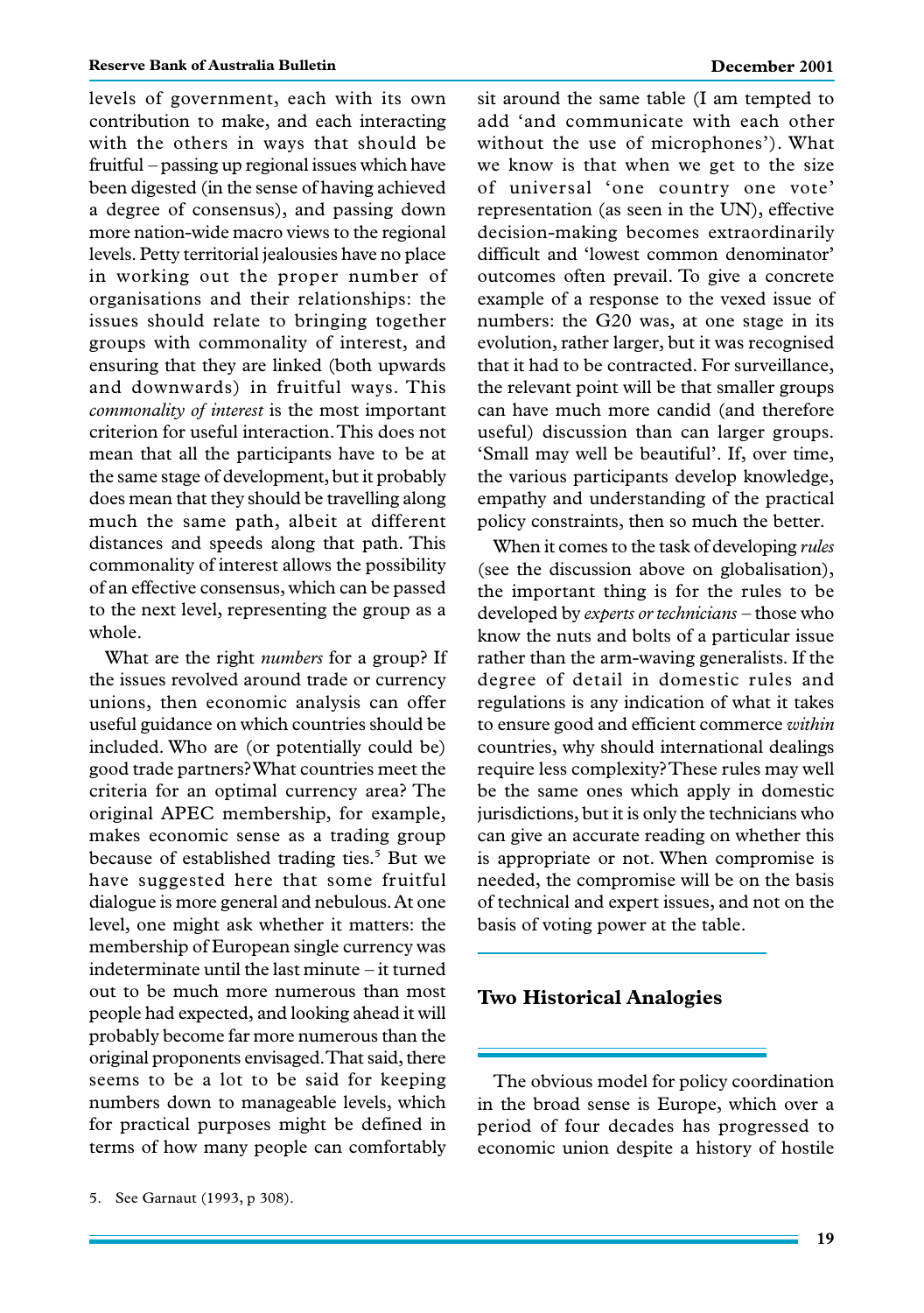levels of government, each with its own contribution to make, and each interacting with the others in ways that should be fruitful – passing up regional issues which have been digested (in the sense of having achieved a degree of consensus), and passing down more nation-wide macro views to the regional levels. Petty territorial jealousies have no place in working out the proper number of organisations and their relationships: the issues should relate to bringing together groups with commonality of interest, and ensuring that they are linked (both upwards and downwards) in fruitful ways. This *commonality of interest* is the most important criterion for useful interaction. This does not mean that all the participants have to be at the same stage of development, but it probably does mean that they should be travelling along much the same path, albeit at different distances and speeds along that path. This commonality of interest allows the possibility of an effective consensus, which can be passed to the next level, representing the group as a whole.

What are the right *numbers* for a group? If the issues revolved around trade or currency unions, then economic analysis can offer useful guidance on which countries should be included. Who are (or potentially could be) good trade partners? What countries meet the criteria for an optimal currency area? The original APEC membership, for example, makes economic sense as a trading group because of established trading ties.[5] But we have suggested here that some fruitful dialogue is more general and nebulous. At one level, one might ask whether it matters: the membership of European single currency was indeterminate until the last minute – it turned out to be much more numerous than most people had expected, and looking ahead it will probably become far more numerous than the original proponents envisaged. That said, there seems to be a lot to be said for keeping numbers down to manageable levels, which for practical purposes might be defined in terms of how many people can comfortably sit around the same table (I am tempted to add 'and communicate with each other without the use of microphones'). What we know is that when we get to the size of universal 'one country one vote' representation (as seen in the UN), effective decision-making becomes extraordinarily difficult and 'lowest common denominator' outcomes often prevail. To give a concrete example of a response to the vexed issue of numbers: the G20 was, at one stage in its evolution, rather larger, but it was recognised that it had to be contracted. For surveillance, the relevant point will be that smaller groups can have much more candid (and therefore useful) discussion than can larger groups. 'Small may well be beautiful'. If, over time, the various participants develop knowledge, empathy and understanding of the practical policy constraints, then so much the better.

When it comes to the task of developing *rules* (see the discussion above on globalisation), the important thing is for the rules to be developed by *experts or technicians* – those who know the nuts and bolts of a particular issue rather than the arm-waving generalists. If the degree of detail in domestic rules and regulations is any indication of what it takes to ensure good and efficient commerce *within* countries, why should international dealings require less complexity? These rules may well be the same ones which apply in domestic jurisdictions, but it is only the technicians who can give an accurate reading on whether this is appropriate or not. When compromise is needed, the compromise will be on the basis of technical and expert issues, and not on the basis of voting power at the table.

## Two Historical Analogies

The obvious model for policy coordination in the broad sense is Europe, which over a period of four decades has progressed to economic union despite a history of hostile

5. See Garnaut (1993, p 308).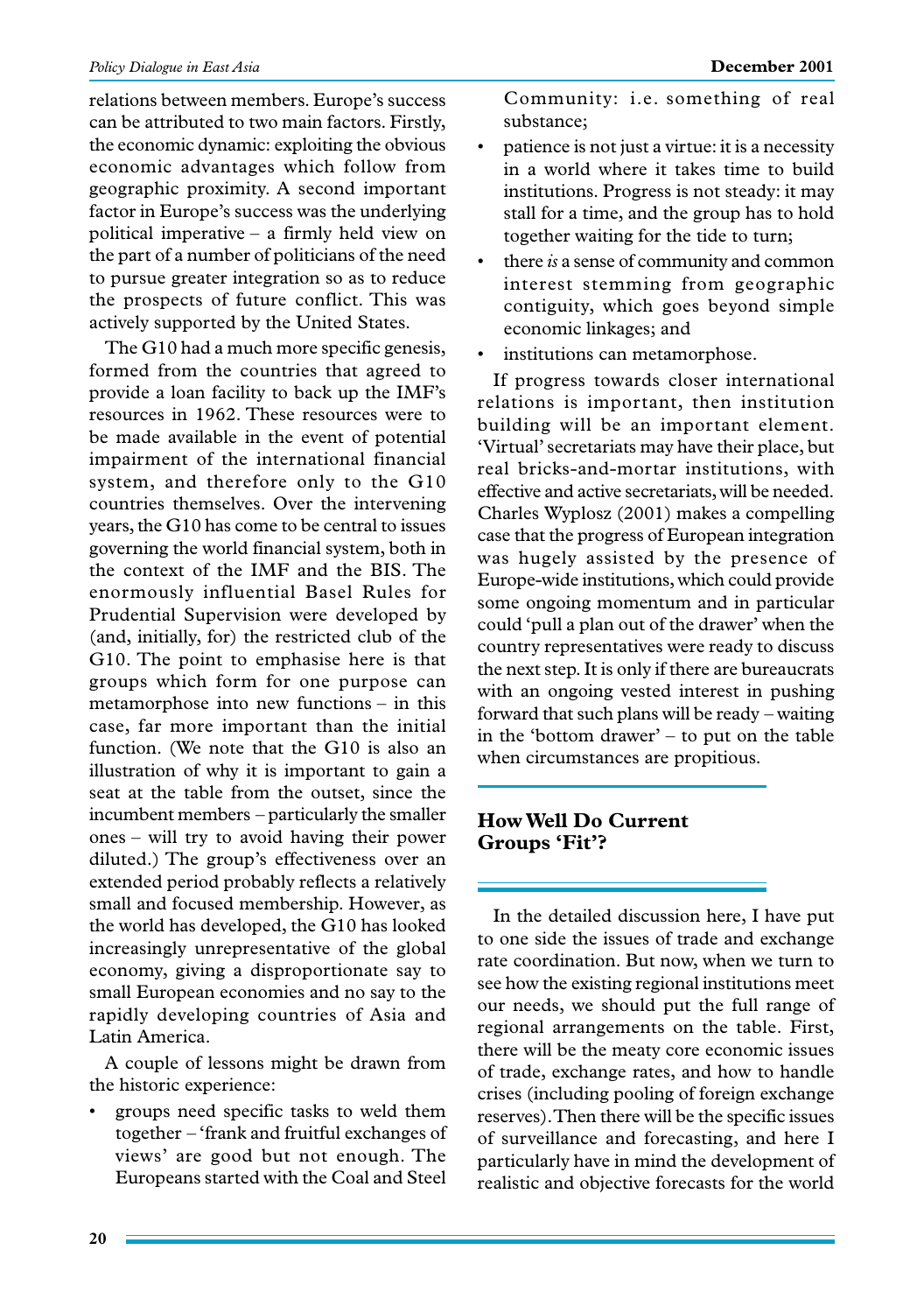relations between members. Europe's success can be attributed to two main factors. Firstly, the economic dynamic: exploiting the obvious economic advantages which follow from geographic proximity. A second important factor in Europe's success was the underlying political imperative – a firmly held view on the part of a number of politicians of the need to pursue greater integration so as to reduce the prospects of future conflict. This was actively supported by the United States.

The G10 had a much more specific genesis, formed from the countries that agreed to provide a loan facility to back up the IMF's resources in 1962. These resources were to be made available in the event of potential impairment of the international financial system, and therefore only to the G10 countries themselves. Over the intervening years, the G10 has come to be central to issues governing the world financial system, both in the context of the IMF and the BIS. The enormously influential Basel Rules for Prudential Supervision were developed by (and, initially, for) the restricted club of the G10. The point to emphasise here is that groups which form for one purpose can metamorphose into new functions – in this case, far more important than the initial function. (We note that the G10 is also an illustration of why it is important to gain a seat at the table from the outset, since the incumbent members – particularly the smaller ones – will try to avoid having their power diluted.) The group's effectiveness over an extended period probably reflects a relatively small and focused membership. However, as the world has developed, the G10 has looked increasingly unrepresentative of the global economy, giving a disproportionate say to small European economies and no say to the rapidly developing countries of Asia and Latin America.

A couple of lessons might be drawn from the historic experience:

- groups need specific tasks to weld them together – 'frank and fruitful exchanges of views' are good but not enough. The Europeans started with the Coal and Steel Community: i.e. something of real substance;
- patience is not just a virtue: it is a necessity in a world where it takes time to build institutions. Progress is not steady: it may stall for a time, and the group has to hold together waiting for the tide to turn;
- there *is* a sense of community and common interest stemming from geographic contiguity, which goes beyond simple economic linkages; and
- institutions can metamorphose.

If progress towards closer international relations is important, then institution building will be an important element. 'Virtual' secretariats may have their place, but real bricks-and-mortar institutions, with effective and active secretariats, will be needed. Charles Wyplosz (2001) makes a compelling case that the progress of European integration was hugely assisted by the presence of Europe-wide institutions, which could provide some ongoing momentum and in particular could 'pull a plan out of the drawer' when the country representatives were ready to discuss the next step. It is only if there are bureaucrats with an ongoing vested interest in pushing forward that such plans will be ready – waiting in the 'bottom drawer' – to put on the table when circumstances are propitious.

## How Well Do Current Groups 'Fit'?

In the detailed discussion here, I have put to one side the issues of trade and exchange rate coordination. But now, when we turn to see how the existing regional institutions meet our needs, we should put the full range of regional arrangements on the table. First, there will be the meaty core economic issues of trade, exchange rates, and how to handle crises (including pooling of foreign exchange reserves). Then there will be the specific issues of surveillance and forecasting, and here I particularly have in mind the development of realistic and objective forecasts for the world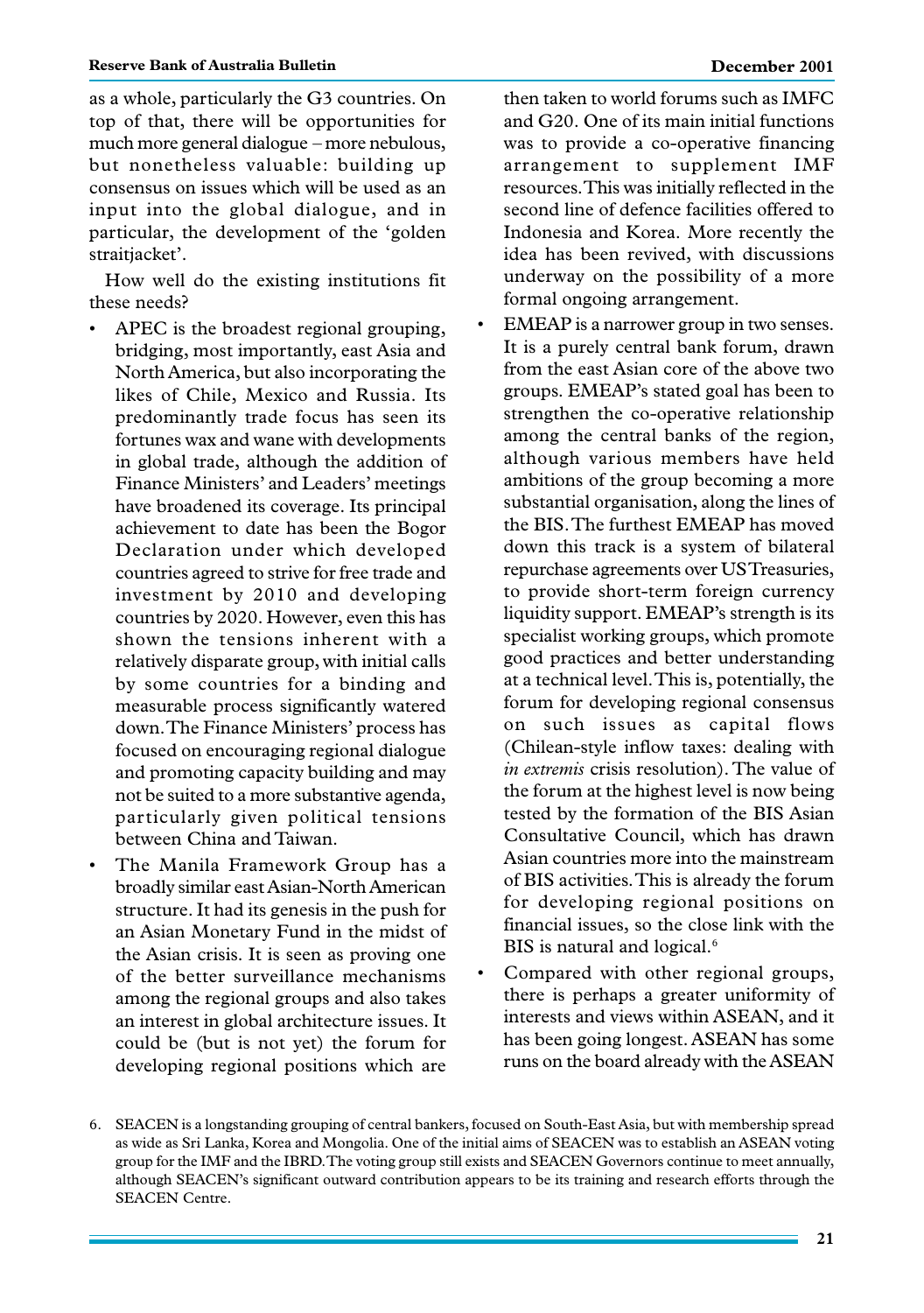as a whole, particularly the G3 countries. On top of that, there will be opportunities for much more general dialogue – more nebulous, but nonetheless valuable: building up consensus on issues which will be used as an input into the global dialogue, and in particular, the development of the 'golden straitjacket'.

How well do the existing institutions fit these needs?

- APEC is the broadest regional grouping, bridging, most importantly, east Asia and North America, but also incorporating the likes of Chile, Mexico and Russia. Its predominantly trade focus has seen its fortunes wax and wane with developments in global trade, although the addition of Finance Ministers' and Leaders' meetings have broadened its coverage. Its principal achievement to date has been the Bogor Declaration under which developed countries agreed to strive for free trade and investment by 2010 and developing countries by 2020. However, even this has shown the tensions inherent with a relatively disparate group, with initial calls by some countries for a binding and measurable process significantly watered down. The Finance Ministers' process has focused on encouraging regional dialogue and promoting capacity building and may not be suited to a more substantive agenda, particularly given political tensions between China and Taiwan.
- The Manila Framework Group has a broadly similar east Asian-North American structure. It had its genesis in the push for an Asian Monetary Fund in the midst of the Asian crisis. It is seen as proving one of the better surveillance mechanisms among the regional groups and also takes an interest in global architecture issues. It could be (but is not yet) the forum for developing regional positions which are then taken to world forums such as IMFC and G20. One of its main initial functions was to provide a co-operative financing arrangement to supplement IMF resources. This was initially reflected in the second line of defence facilities offered to Indonesia and Korea. More recently the idea has been revived, with discussions underway on the possibility of a more formal ongoing arrangement.
- EMEAP is a narrower group in two senses. It is a purely central bank forum, drawn from the east Asian core of the above two groups. EMEAP's stated goal has been to strengthen the co-operative relationship among the central banks of the region, although various members have held ambitions of the group becoming a more substantial organisation, along the lines of the BIS. The furthest EMEAP has moved down this track is a system of bilateral repurchase agreements over US Treasuries, to provide short-term foreign currency liquidity support. EMEAP's strength is its specialist working groups, which promote good practices and better understanding at a technical level. This is, potentially, the forum for developing regional consensus on such issues as capital flows (Chilean-style inflow taxes: dealing with *in extremis* crisis resolution). The value of the forum at the highest level is now being tested by the formation of the BIS Asian Consultative Council, which has drawn Asian countries more into the mainstream of BIS activities. This is already the forum for developing regional positions on financial issues, so the close link with the BIS is natural and logical.[6]
- Compared with other regional groups, there is perhaps a greater uniformity of interests and views within ASEAN, and it has been going longest. ASEAN has some runs on the board already with the ASEAN

6. SEACEN is a longstanding grouping of central bankers, focused on South-East Asia, but with membership spread as wide as Sri Lanka, Korea and Mongolia. One of the initial aims of SEACEN was to establish an ASEAN voting group for the IMF and the IBRD. The voting group still exists and SEACEN Governors continue to meet annually, although SEACEN's significant outward contribution appears to be its training and research efforts through the SEACEN Centre.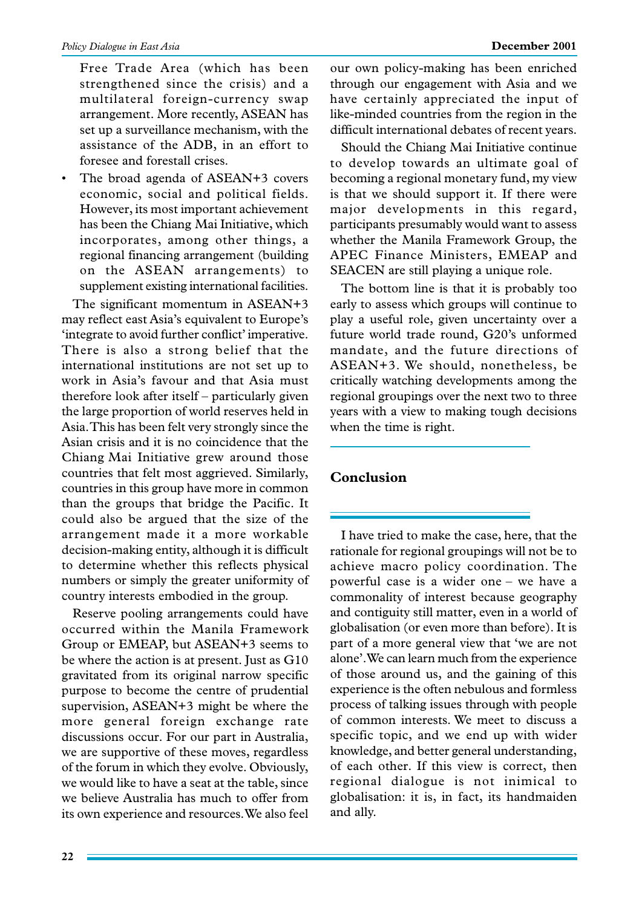Free Trade Area (which has been strengthened since the crisis) and a multilateral foreign-currency swap arrangement. More recently, ASEAN has set up a surveillance mechanism, with the assistance of the ADB, in an effort to foresee and forestall crises.

- The broad agenda of ASEAN+3 covers economic, social and political fields. However, its most important achievement has been the Chiang Mai Initiative, which incorporates, among other things, a regional financing arrangement (building on the ASEAN arrangements) to supplement existing international facilities.

The significant momentum in ASEAN+3 may reflect east Asia's equivalent to Europe's 'integrate to avoid further conflict' imperative. There is also a strong belief that the international institutions are not set up to work in Asia's favour and that Asia must therefore look after itself – particularly given the large proportion of world reserves held in Asia. This has been felt very strongly since the Asian crisis and it is no coincidence that the Chiang Mai Initiative grew around those countries that felt most aggrieved. Similarly, countries in this group have more in common than the groups that bridge the Pacific. It could also be argued that the size of the arrangement made it a more workable decision-making entity, although it is difficult to determine whether this reflects physical numbers or simply the greater uniformity of country interests embodied in the group.

Reserve pooling arrangements could have occurred within the Manila Framework Group or EMEAP, but ASEAN+3 seems to be where the action is at present. Just as G10 gravitated from its original narrow specific purpose to become the centre of prudential supervision, ASEAN+3 might be where the more general foreign exchange rate discussions occur. For our part in Australia, we are supportive of these moves, regardless of the forum in which they evolve. Obviously, we would like to have a seat at the table, since we believe Australia has much to offer from its own experience and resources. We also feel our own policy-making has been enriched through our engagement with Asia and we have certainly appreciated the input of like-minded countries from the region in the difficult international debates of recent years.

Should the Chiang Mai Initiative continue to develop towards an ultimate goal of becoming a regional monetary fund, my view is that we should support it. If there were major developments in this regard, participants presumably would want to assess whether the Manila Framework Group, the APEC Finance Ministers, EMEAP and SEACEN are still playing a unique role.

The bottom line is that it is probably too early to assess which groups will continue to play a useful role, given uncertainty over a future world trade round, G20's unformed mandate, and the future directions of ASEAN+3. We should, nonetheless, be critically watching developments among the regional groupings over the next two to three years with a view to making tough decisions when the time is right.

## Conclusion

I have tried to make the case, here, that the rationale for regional groupings will not be to achieve macro policy coordination. The powerful case is a wider one – we have a commonality of interest because geography and contiguity still matter, even in a world of globalisation (or even more than before). It is part of a more general view that 'we are not alone'. We can learn much from the experience of those around us, and the gaining of this experience is the often nebulous and formless process of talking issues through with people of common interests. We meet to discuss a specific topic, and we end up with wider knowledge, and better general understanding, of each other. If this view is correct, then regional dialogue is not inimical to globalisation: it is, in fact, its handmaiden and ally.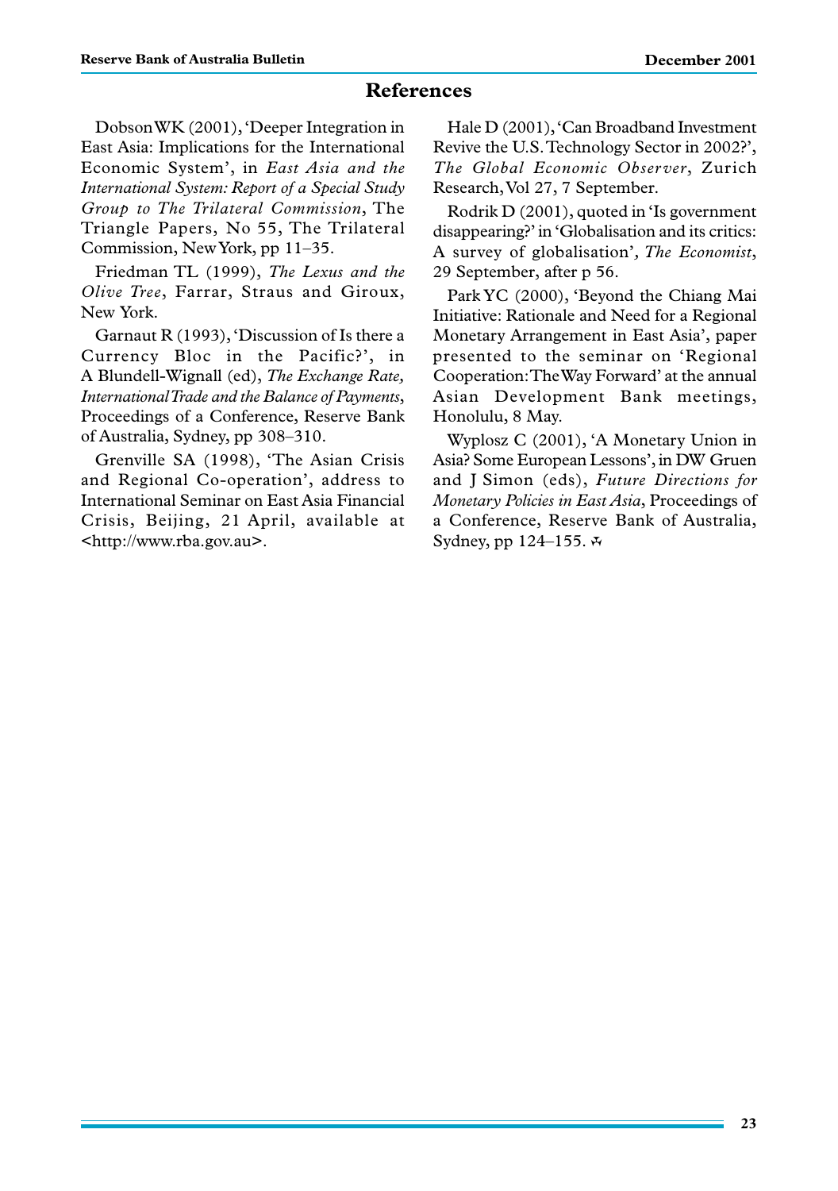## References

Dobson WK (2001), 'Deeper Integration in East Asia: Implications for the International Economic System', in *East Asia and the International System: Report of a Special Study Group to The Trilateral Commission*, The Triangle Papers, No 55, The Trilateral Commission, New York, pp 11–35.

Friedman TL (1999), *The Lexus and the Olive Tree*, Farrar, Straus and Giroux, New York.

Garnaut R (1993), 'Discussion of Is there a Currency Bloc in the Pacific?', in A Blundell-Wignall (ed), *The Exchange Rate, International Trade and the Balance of Payments*, Proceedings of a Conference, Reserve Bank of Australia, Sydney, pp 308–310.

Grenville SA (1998), 'The Asian Crisis and Regional Co-operation', address to International Seminar on East Asia Financial Crisis, Beijing, 21 April, available at <http://www.rba.gov.au>.

Hale D (2001), 'Can Broadband Investment Revive the U.S. Technology Sector in 2002?', *The Global Economic Observer*, Zurich Research, Vol 27, 7 September.

Rodrik D (2001), quoted in 'Is government disappearing?' in 'Globalisation and its critics: A survey of globalisation', *The Economist*, 29 September, after p 56.

Park YC (2000), 'Beyond the Chiang Mai Initiative: Rationale and Need for a Regional Monetary Arrangement in East Asia', paper presented to the seminar on 'Regional Cooperation: The Way Forward' at the annual Asian Development Bank meetings, Honolulu, 8 May.

Wyplosz C (2001), 'A Monetary Union in Asia? Some European Lessons', in DW Gruen and J Simon (eds), *Future Directions for Monetary Policies in East Asia*, Proceedings of a Conference, Reserve Bank of Australia, Sydney, pp 124–155.